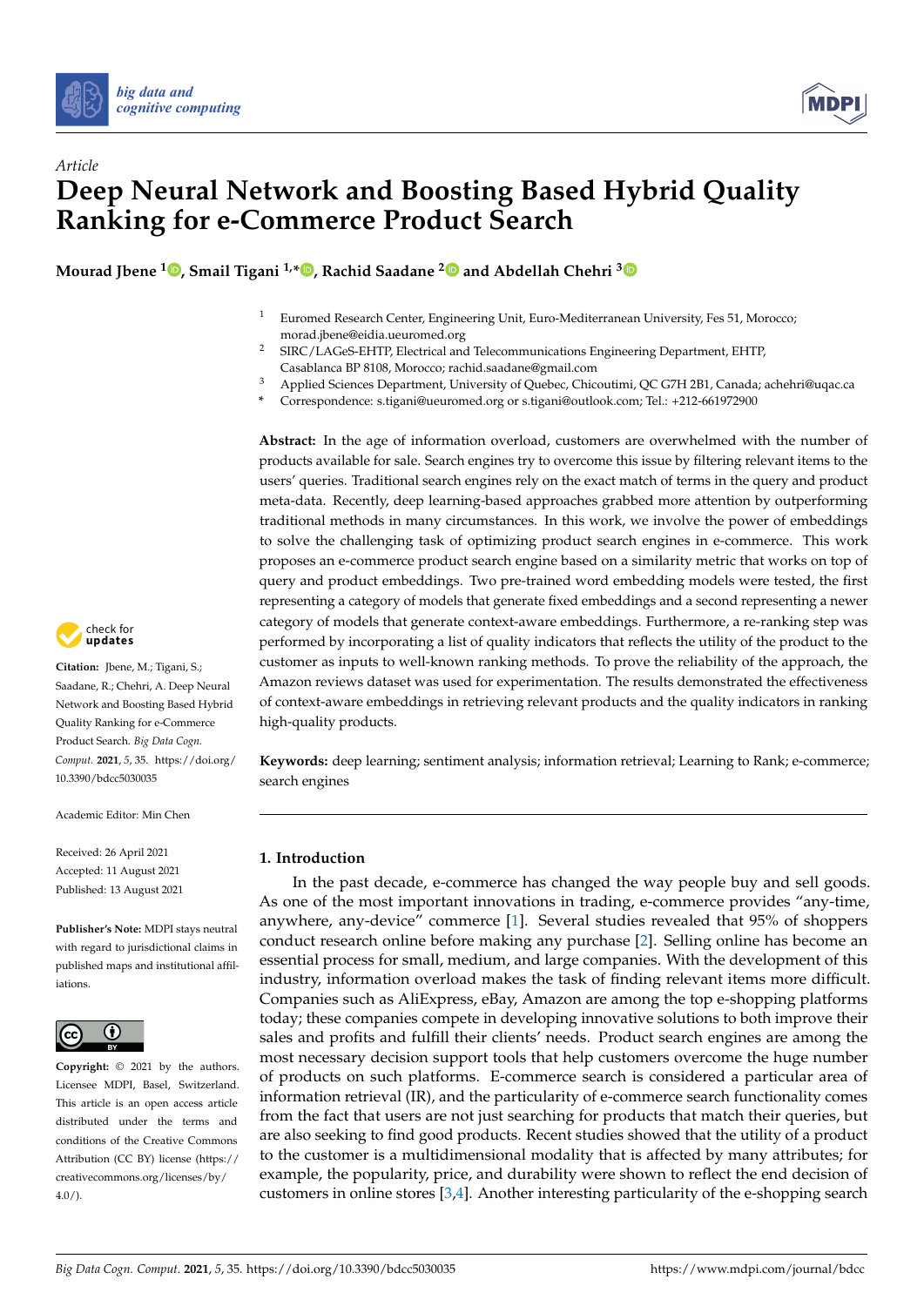*Article*

# Deep Neural Network and Boosting Based Hybrid Quality Ranking for e-Commerce Product Search

**Mourad Jbene [1], Smail Tigani [1,*], Rachid Saadane [2] and Abdellah Chehri [3]**

[1] Euromed Research Center, Engineering Unit, Euro-Mediterranean University, Fes 51, Morocco; morad.jbene@eidia.ueuromed.org

[2] SIRC/LAGeS-EHTP, Electrical and Telecommunications Engineering Department, EHTP, Casablanca BP 8108, Morocco; rachid.saadane@gmail.com

[3] Applied Sciences Department, University of Quebec, Chicoutimi, QC G7H 2B1, Canada; achehri@uqac.ca

\* Correspondence: s.tigani@ueuromed.org or s.tigani@outlook.com; Tel.: +212-661972900

**Abstract:** In the age of information overload, customers are overwhelmed with the number of products available for sale. Search engines try to overcome this issue by filtering relevant items to the users' queries. Traditional search engines rely on the exact match of terms in the query and product meta-data. Recently, deep learning-based approaches grabbed more attention by outperforming traditional methods in many circumstances. In this work, we involve the power of embeddings to solve the challenging task of optimizing product search engines in e-commerce. This work proposes an e-commerce product search engine based on a similarity metric that works on top of query and product embeddings. Two pre-trained word embedding models were tested, the first representing a category of models that generate fixed embeddings and a second representing a newer category of models that generate context-aware embeddings. Furthermore, a re-ranking step was performed by incorporating a list of quality indicators that reflects the utility of the product to the customer as inputs to well-known ranking methods. To prove the reliability of the approach, the Amazon reviews dataset was used for experimentation. The results demonstrated the effectiveness of context-aware embeddings in retrieving relevant products and the quality indicators in ranking high-quality products.

**Keywords:** deep learning; sentiment analysis; information retrieval; Learning to Rank; e-commerce; search engines

**Citation:** Jbene, M.; Tigani, S.; Saadane, R.; Chehri, A. Deep Neural Network and Boosting Based Hybrid Quality Ranking for e-Commerce Product Search. *Big Data Cogn. Comput.* **2021**, *5*, 35. https://doi.org/10.3390/bdcc5030035

Academic Editor: Min Chen

Received: 26 April 2021
Accepted: 11 August 2021
Published: 13 August 2021

**Publisher's Note:** MDPI stays neutral with regard to jurisdictional claims in published maps and institutional affiliations.

**Copyright:** © 2021 by the authors. Licensee MDPI, Basel, Switzerland. This article is an open access article distributed under the terms and conditions of the Creative Commons Attribution (CC BY) license (https://creativecommons.org/licenses/by/4.0/).

## 1. Introduction

In the past decade, e-commerce has changed the way people buy and sell goods. As one of the most important innovations in trading, e-commerce provides "any-time, anywhere, any-device" commerce [1]. Several studies revealed that 95% of shoppers conduct research online before making any purchase [2]. Selling online has become an essential process for small, medium, and large companies. With the development of this industry, information overload makes the task of finding relevant items more difficult. Companies such as AliExpress, eBay, Amazon are among the top e-shopping platforms today; these companies compete in developing innovative solutions to both improve their sales and profits and fulfill their clients' needs. Product search engines are among the most necessary decision support tools that help customers overcome the huge number of products on such platforms. E-commerce search is considered a particular area of information retrieval (IR), and the particularity of e-commerce search functionality comes from the fact that users are not just searching for products that match their queries, but are also seeking to find good products. Recent studies showed that the utility of a product to the customer is a multidimensional modality that is affected by many attributes; for example, the popularity, price, and durability were shown to reflect the end decision of customers in online stores [3,4]. Another interesting particularity of the e-shopping search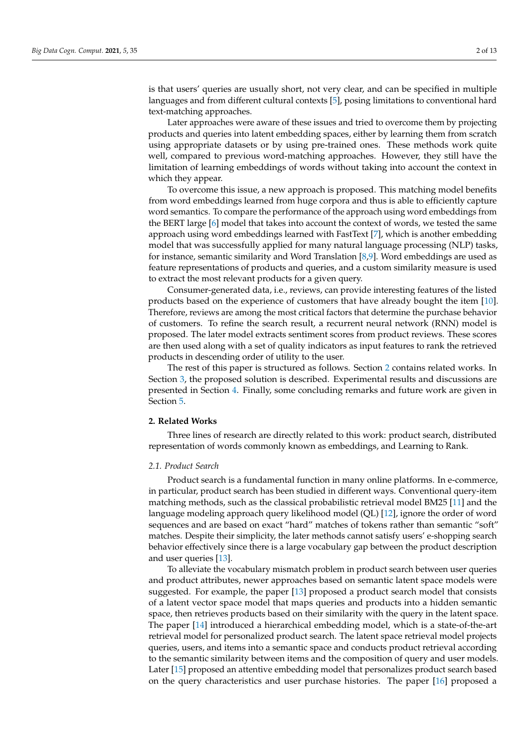is that users' queries are usually short, not very clear, and can be specified in multiple languages and from different cultural contexts [5], posing limitations to conventional hard text-matching approaches.

Later approaches were aware of these issues and tried to overcome them by projecting products and queries into latent embedding spaces, either by learning them from scratch using appropriate datasets or by using pre-trained ones. These methods work quite well, compared to previous word-matching approaches. However, they still have the limitation of learning embeddings of words without taking into account the context in which they appear.

To overcome this issue, a new approach is proposed. This matching model benefits from word embeddings learned from huge corpora and thus is able to efficiently capture word semantics. To compare the performance of the approach using word embeddings from the BERT large [6] model that takes into account the context of words, we tested the same approach using word embeddings learned with FastText [7], which is another embedding model that was successfully applied for many natural language processing (NLP) tasks, for instance, semantic similarity and Word Translation [8,9]. Word embeddings are used as feature representations of products and queries, and a custom similarity measure is used to extract the most relevant products for a given query.

Consumer-generated data, i.e., reviews, can provide interesting features of the listed products based on the experience of customers that have already bought the item [10]. Therefore, reviews are among the most critical factors that determine the purchase behavior of customers. To refine the search result, a recurrent neural network (RNN) model is proposed. The later model extracts sentiment scores from product reviews. These scores are then used along with a set of quality indicators as input features to rank the retrieved products in descending order of utility to the user.

The rest of this paper is structured as follows. Section 2 contains related works. In Section 3, the proposed solution is described. Experimental results and discussions are presented in Section 4. Finally, some concluding remarks and future work are given in Section 5.

## 2. Related Works

Three lines of research are directly related to this work: product search, distributed representation of words commonly known as embeddings, and Learning to Rank.

### *2.1. Product Search*

Product search is a fundamental function in many online platforms. In e-commerce, in particular, product search has been studied in different ways. Conventional query-item matching methods, such as the classical probabilistic retrieval model BM25 [11] and the language modeling approach query likelihood model (QL) [12], ignore the order of word sequences and are based on exact "hard" matches of tokens rather than semantic "soft" matches. Despite their simplicity, the later methods cannot satisfy users' e-shopping search behavior effectively since there is a large vocabulary gap between the product description and user queries [13].

To alleviate the vocabulary mismatch problem in product search between user queries and product attributes, newer approaches based on semantic latent space models were suggested. For example, the paper [13] proposed a product search model that consists of a latent vector space model that maps queries and products into a hidden semantic space, then retrieves products based on their similarity with the query in the latent space. The paper [14] introduced a hierarchical embedding model, which is a state-of-the-art retrieval model for personalized product search. The latent space retrieval model projects queries, users, and items into a semantic space and conducts product retrieval according to the semantic similarity between items and the composition of query and user models. Later [15] proposed an attentive embedding model that personalizes product search based on the query characteristics and user purchase histories. The paper [16] proposed a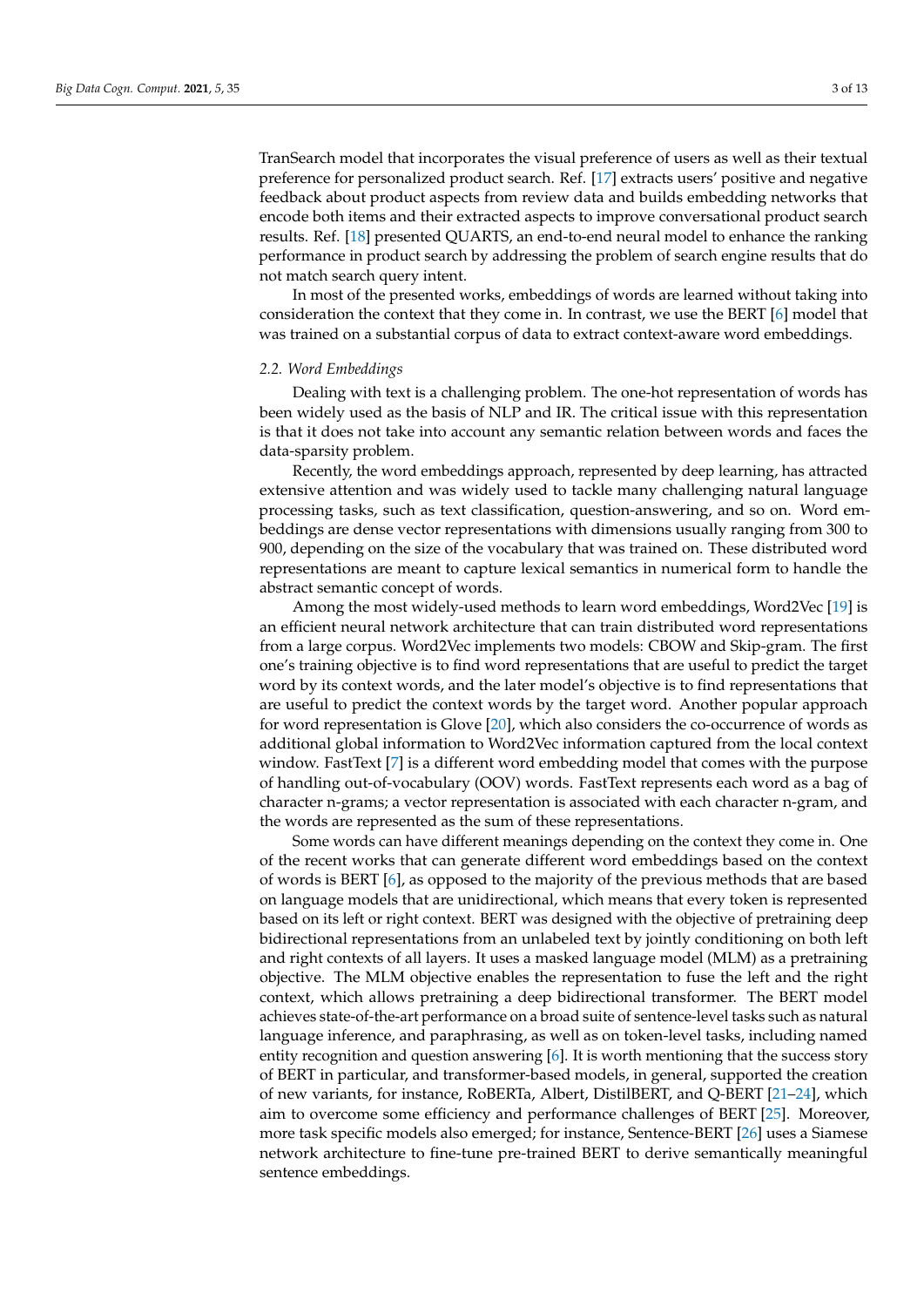TranSearch model that incorporates the visual preference of users as well as their textual preference for personalized product search. Ref. [17] extracts users' positive and negative feedback about product aspects from review data and builds embedding networks that encode both items and their extracted aspects to improve conversational product search results. Ref. [18] presented QUARTS, an end-to-end neural model to enhance the ranking performance in product search by addressing the problem of search engine results that do not match search query intent.

In most of the presented works, embeddings of words are learned without taking into consideration the context that they come in. In contrast, we use the BERT [6] model that was trained on a substantial corpus of data to extract context-aware word embeddings.

### *2.2. Word Embeddings*

Dealing with text is a challenging problem. The one-hot representation of words has been widely used as the basis of NLP and IR. The critical issue with this representation is that it does not take into account any semantic relation between words and faces the data-sparsity problem.

Recently, the word embeddings approach, represented by deep learning, has attracted extensive attention and was widely used to tackle many challenging natural language processing tasks, such as text classification, question-answering, and so on. Word embeddings are dense vector representations with dimensions usually ranging from 300 to 900, depending on the size of the vocabulary that was trained on. These distributed word representations are meant to capture lexical semantics in numerical form to handle the abstract semantic concept of words.

Among the most widely-used methods to learn word embeddings, Word2Vec [19] is an efficient neural network architecture that can train distributed word representations from a large corpus. Word2Vec implements two models: CBOW and Skip-gram. The first one's training objective is to find word representations that are useful to predict the target word by its context words, and the later model's objective is to find representations that are useful to predict the context words by the target word. Another popular approach for word representation is Glove [20], which also considers the co-occurrence of words as additional global information to Word2Vec information captured from the local context window. FastText [7] is a different word embedding model that comes with the purpose of handling out-of-vocabulary (OOV) words. FastText represents each word as a bag of character n-grams; a vector representation is associated with each character n-gram, and the words are represented as the sum of these representations.

Some words can have different meanings depending on the context they come in. One of the recent works that can generate different word embeddings based on the context of words is BERT [6], as opposed to the majority of the previous methods that are based on language models that are unidirectional, which means that every token is represented based on its left or right context. BERT was designed with the objective of pretraining deep bidirectional representations from an unlabeled text by jointly conditioning on both left and right contexts of all layers. It uses a masked language model (MLM) as a pretraining objective. The MLM objective enables the representation to fuse the left and the right context, which allows pretraining a deep bidirectional transformer. The BERT model achieves state-of-the-art performance on a broad suite of sentence-level tasks such as natural language inference, and paraphrasing, as well as on token-level tasks, including named entity recognition and question answering [6]. It is worth mentioning that the success story of BERT in particular, and transformer-based models, in general, supported the creation of new variants, for instance, RoBERTa, Albert, DistilBERT, and Q-BERT [21–24], which aim to overcome some efficiency and performance challenges of BERT [25]. Moreover, more task specific models also emerged; for instance, Sentence-BERT [26] uses a Siamese network architecture to fine-tune pre-trained BERT to derive semantically meaningful sentence embeddings.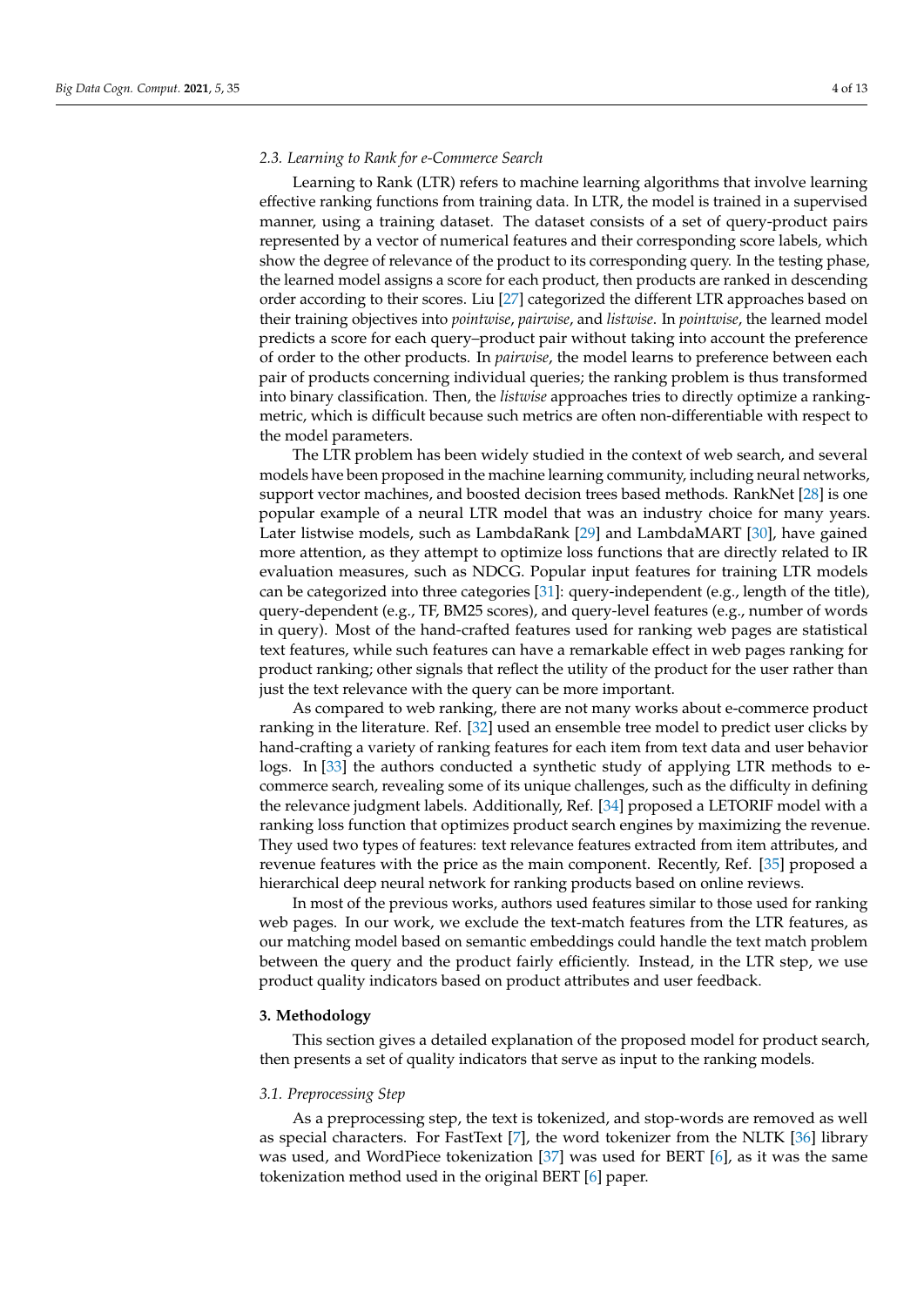### 2.3. Learning to Rank for e-Commerce Search

Learning to Rank (LTR) refers to machine learning algorithms that involve learning effective ranking functions from training data. In LTR, the model is trained in a supervised manner, using a training dataset. The dataset consists of a set of query-product pairs represented by a vector of numerical features and their corresponding score labels, which show the degree of relevance of the product to its corresponding query. In the testing phase, the learned model assigns a score for each product, then products are ranked in descending order according to their scores. Liu [27] categorized the different LTR approaches based on their training objectives into *pointwise*, *pairwise*, and *listwise*. In *pointwise*, the learned model predicts a score for each query–product pair without taking into account the preference of order to the other products. In *pairwise*, the model learns to preference between each pair of products concerning individual queries; the ranking problem is thus transformed into binary classification. Then, the *listwise* approaches tries to directly optimize a ranking-metric, which is difficult because such metrics are often non-differentiable with respect to the model parameters.

The LTR problem has been widely studied in the context of web search, and several models have been proposed in the machine learning community, including neural networks, support vector machines, and boosted decision trees based methods. RankNet [28] is one popular example of a neural LTR model that was an industry choice for many years. Later listwise models, such as LambdaRank [29] and LambdaMART [30], have gained more attention, as they attempt to optimize loss functions that are directly related to IR evaluation measures, such as NDCG. Popular input features for training LTR models can be categorized into three categories [31]: query-independent (e.g., length of the title), query-dependent (e.g., TF, BM25 scores), and query-level features (e.g., number of words in query). Most of the hand-crafted features used for ranking web pages are statistical text features, while such features can have a remarkable effect in web pages ranking for product ranking; other signals that reflect the utility of the product for the user rather than just the text relevance with the query can be more important.

As compared to web ranking, there are not many works about e-commerce product ranking in the literature. Ref. [32] used an ensemble tree model to predict user clicks by hand-crafting a variety of ranking features for each item from text data and user behavior logs. In [33] the authors conducted a synthetic study of applying LTR methods to e-commerce search, revealing some of its unique challenges, such as the difficulty in defining the relevance judgment labels. Additionally, Ref. [34] proposed a LETORIF model with a ranking loss function that optimizes product search engines by maximizing the revenue. They used two types of features: text relevance features extracted from item attributes, and revenue features with the price as the main component. Recently, Ref. [35] proposed a hierarchical deep neural network for ranking products based on online reviews.

In most of the previous works, authors used features similar to those used for ranking web pages. In our work, we exclude the text-match features from the LTR features, as our matching model based on semantic embeddings could handle the text match problem between the query and the product fairly efficiently. Instead, in the LTR step, we use product quality indicators based on product attributes and user feedback.

## 3. Methodology

This section gives a detailed explanation of the proposed model for product search, then presents a set of quality indicators that serve as input to the ranking models.

### 3.1. Preprocessing Step

As a preprocessing step, the text is tokenized, and stop-words are removed as well as special characters. For FastText [7], the word tokenizer from the NLTK [36] library was used, and WordPiece tokenization [37] was used for BERT [6], as it was the same tokenization method used in the original BERT [6] paper.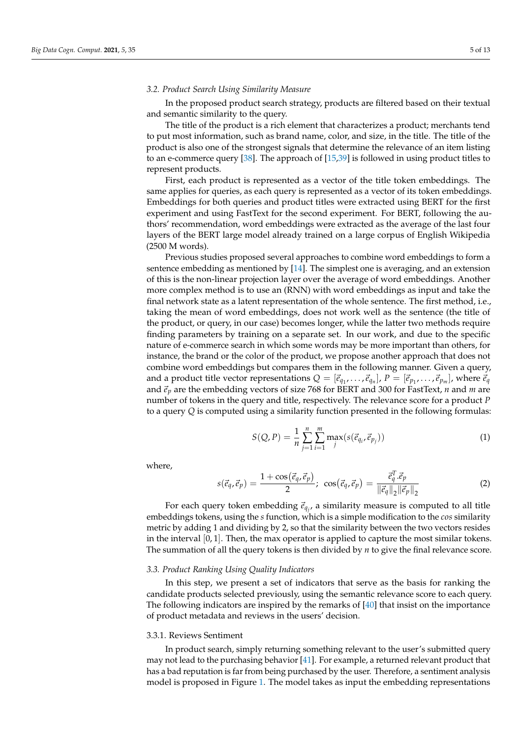### 3.2. Product Search Using Similarity Measure

In the proposed product search strategy, products are filtered based on their textual and semantic similarity to the query.

The title of the product is a rich element that characterizes a product; merchants tend to put most information, such as brand name, color, and size, in the title. The title of the product is also one of the strongest signals that determine the relevance of an item listing to an e-commerce query [38]. The approach of [15,39] is followed in using product titles to represent products.

First, each product is represented as a vector of the title token embeddings. The same applies for queries, as each query is represented as a vector of its token embeddings. Embeddings for both queries and product titles were extracted using BERT for the first experiment and using FastText for the second experiment. For BERT, following the authors' recommendation, word embeddings were extracted as the average of the last four layers of the BERT large model already trained on a large corpus of English Wikipedia (2500 M words).

Previous studies proposed several approaches to combine word embeddings to form a sentence embedding as mentioned by [14]. The simplest one is averaging, and an extension of this is the non-linear projection layer over the average of word embeddings. Another more complex method is to use an (RNN) with word embeddings as input and take the final network state as a latent representation of the whole sentence. The first method, i.e., taking the mean of word embeddings, does not work well as the sentence (the title of the product, or query, in our case) becomes longer, while the latter two methods require finding parameters by training on a separate set. In our work, and due to the specific nature of e-commerce search in which some words may be more important than others, for instance, the brand or the color of the product, we propose another approach that does not combine word embeddings but compares them in the following manner. Given a query, and a product title vector representations $Q = [\vec{e}_{q_1}, \ldots, \vec{e}_{q_n}]$, $P = [\vec{e}_{p_1}, \ldots, \vec{e}_{p_m}]$, where $\vec{e}_q$ and $\vec{e}_p$ are the embedding vectors of size 768 for BERT and 300 for FastText, $n$ and $m$ are number of tokens in the query and title, respectively. The relevance score for a product $P$ to a query $Q$ is computed using a similarity function presented in the following formulas:

$$S(Q,P) = \frac{1}{n} \sum_{j=1}^{n} \sum_{i=1}^{m} \max_{j}(s(\vec{e}_{q_i}, \vec{e}_{p_j})) \tag{1}$$

where,

$$s(\vec{e}_q, \vec{e}_p) = \frac{1 + \cos(\vec{e}_q, \vec{e}_p)}{2}; \;\; \cos(\vec{e}_q, \vec{e}_p) = \frac{\vec{e}_q^{\,T} . \vec{e}_p}{\|\vec{e}_q\|_2 \|\vec{e}_p\|_2} \tag{2}$$

For each query token embedding $\vec{e}_{q_j}$, a similarity measure is computed to all title embeddings tokens, using the $s$ function, which is a simple modification to the $cos$ similarity metric by adding 1 and dividing by 2, so that the similarity between the two vectors resides in the interval $[0, 1]$. Then, the max operator is applied to capture the most similar tokens. The summation of all the query tokens is then divided by $n$ to give the final relevance score.

### 3.3. Product Ranking Using Quality Indicators

In this step, we present a set of indicators that serve as the basis for ranking the candidate products selected previously, using the semantic relevance score to each query. The following indicators are inspired by the remarks of [40] that insist on the importance of product metadata and reviews in the users' decision.

#### 3.3.1. Reviews Sentiment

In product search, simply returning something relevant to the user's submitted query may not lead to the purchasing behavior [41]. For example, a returned relevant product that has a bad reputation is far from being purchased by the user. Therefore, a sentiment analysis model is proposed in Figure 1. The model takes as input the embedding representations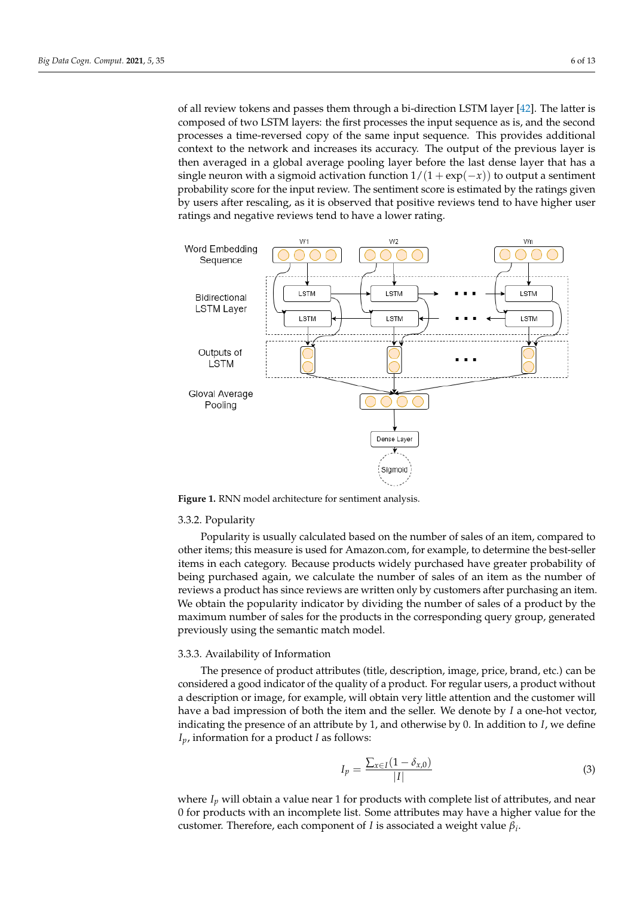of all review tokens and passes them through a bi-direction LSTM layer [42]. The latter is composed of two LSTM layers: the first processes the input sequence as is, and the second processes a time-reversed copy of the same input sequence. This provides additional context to the network and increases its accuracy. The output of the previous layer is then averaged in a global average pooling layer before the last dense layer that has a single neuron with a sigmoid activation function $1/(1+\exp(-x))$ to output a sentiment probability score for the input review. The sentiment score is estimated by the ratings given by users after rescaling, as it is observed that positive reviews tend to have higher user ratings and negative reviews tend to have a lower rating.

**Figure 1.** RNN model architecture for sentiment analysis.

#### 3.3.2. Popularity

Popularity is usually calculated based on the number of sales of an item, compared to other items; this measure is used for Amazon.com, for example, to determine the best-seller items in each category. Because products widely purchased have greater probability of being purchased again, we calculate the number of sales of an item as the number of reviews a product has since reviews are written only by customers after purchasing an item. We obtain the popularity indicator by dividing the number of sales of a product by the maximum number of sales for the products in the corresponding query group, generated previously using the semantic match model.

#### 3.3.3. Availability of Information

The presence of product attributes (title, description, image, price, brand, etc.) can be considered a good indicator of the quality of a product. For regular users, a product without a description or image, for example, will obtain very little attention and the customer will have a bad impression of both the item and the seller. We denote by $I$ a one-hot vector, indicating the presence of an attribute by 1, and otherwise by 0. In addition to $I$, we define $I_p$, information for a product $I$ as follows:

$$I_p = \frac{\sum_{x \in I}(1 - \delta_{x,0})}{|I|} \tag{3}$$

where $I_p$ will obtain a value near 1 for products with complete list of attributes, and near 0 for products with an incomplete list. Some attributes may have a higher value for the customer. Therefore, each component of $I$ is associated a weight value $\beta_i$.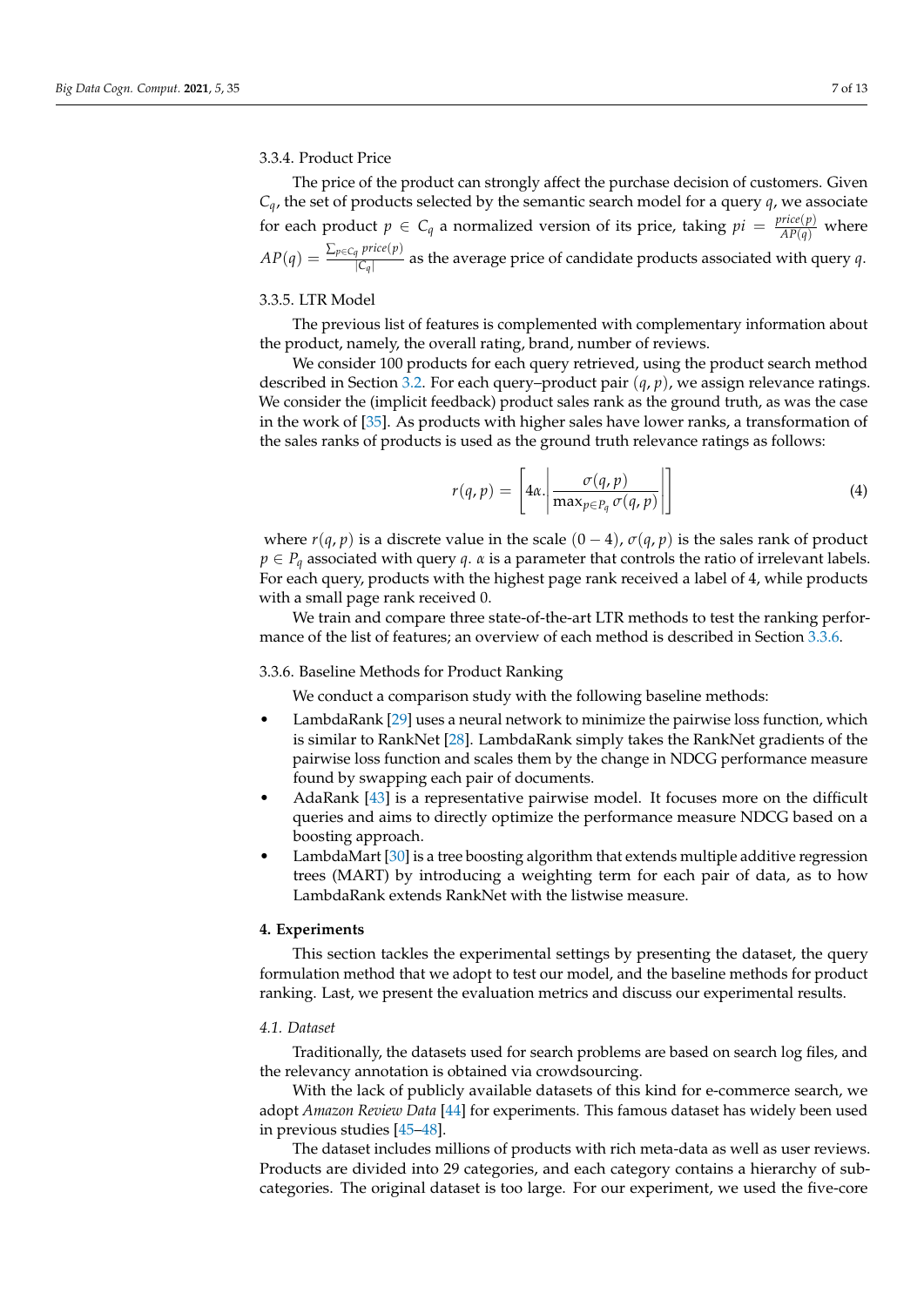#### 3.3.4. Product Price

The price of the product can strongly affect the purchase decision of customers. Given $C_q$, the set of products selected by the semantic search model for a query $q$, we associate for each product $p \in C_q$ a normalized version of its price, taking $pi = \frac{price(p)}{AP(q)}$ where $AP(q) = \frac{\sum_{p \in C_q} price(p)}{|C_q|}$ as the average price of candidate products associated with query $q$.

#### 3.3.5. LTR Model

The previous list of features is complemented with complementary information about the product, namely, the overall rating, brand, number of reviews.

We consider 100 products for each query retrieved, using the product search method described in Section 3.2. For each query–product pair $(q, p)$, we assign relevance ratings. We consider the (implicit feedback) product sales rank as the ground truth, as was the case in the work of [35]. As products with higher sales have lower ranks, a transformation of the sales ranks of products is used as the ground truth relevance ratings as follows:

$$r(q,p) = \left\lceil 4\alpha . \left| \frac{\sigma(q,p)}{\max_{p \in P_q} \sigma(q,p)} \right| \right\rceil \tag{4}$$

where $r(q, p)$ is a discrete value in the scale $(0 - 4)$, $\sigma(q, p)$ is the sales rank of product $p \in P_q$ associated with query $q$. $\alpha$ is a parameter that controls the ratio of irrelevant labels. For each query, products with the highest page rank received a label of 4, while products with a small page rank received 0.

We train and compare three state-of-the-art LTR methods to test the ranking performance of the list of features; an overview of each method is described in Section 3.3.6.

#### 3.3.6. Baseline Methods for Product Ranking

We conduct a comparison study with the following baseline methods:

- LambdaRank [29] uses a neural network to minimize the pairwise loss function, which is similar to RankNet [28]. LambdaRank simply takes the RankNet gradients of the pairwise loss function and scales them by the change in NDCG performance measure found by swapping each pair of documents.
- AdaRank [43] is a representative pairwise model. It focuses more on the difficult queries and aims to directly optimize the performance measure NDCG based on a boosting approach.
- LambdaMart [30] is a tree boosting algorithm that extends multiple additive regression trees (MART) by introducing a weighting term for each pair of data, as to how LambdaRank extends RankNet with the listwise measure.

## 4. Experiments

This section tackles the experimental settings by presenting the dataset, the query formulation method that we adopt to test our model, and the baseline methods for product ranking. Last, we present the evaluation metrics and discuss our experimental results.

### *4.1. Dataset*

Traditionally, the datasets used for search problems are based on search log files, and the relevancy annotation is obtained via crowdsourcing.

With the lack of publicly available datasets of this kind for e-commerce search, we adopt *Amazon Review Data* [44] for experiments. This famous dataset has widely been used in previous studies [45–48].

The dataset includes millions of products with rich meta-data as well as user reviews. Products are divided into 29 categories, and each category contains a hierarchy of subcategories. The original dataset is too large. For our experiment, we used the five-core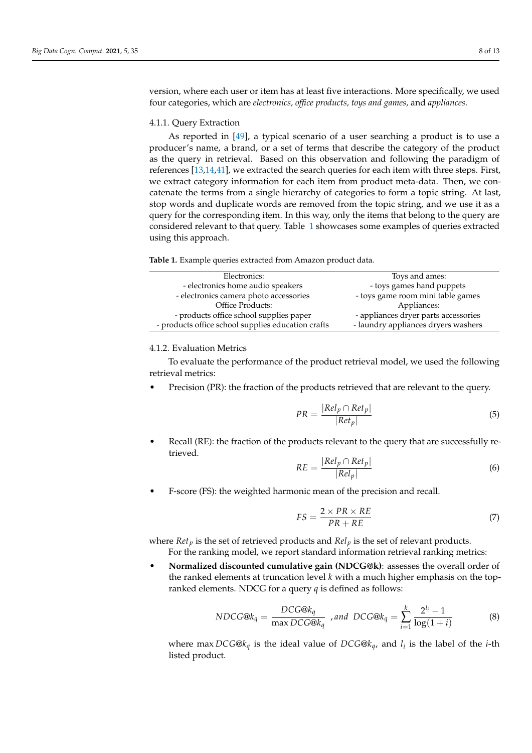version, where each user or item has at least five interactions. More specifically, we used four categories, which are *electronics, office products, toys and games,* and *appliances*.

#### 4.1.1. Query Extraction

As reported in [49], a typical scenario of a user searching a product is to use a producer's name, a brand, or a set of terms that describe the category of the product as the query in retrieval. Based on this observation and following the paradigm of references [13,14,41], we extracted the search queries for each item with three steps. First, we extract category information for each item from product meta-data. Then, we concatenate the terms from a single hierarchy of categories to form a topic string. At last, stop words and duplicate words are removed from the topic string, and we use it as a query for the corresponding item. In this way, only the items that belong to the query are considered relevant to that query. Table 1 showcases some examples of queries extracted using this approach.

**Table 1.** Example queries extracted from Amazon product data.

| Electronics: | Toys and ames: |
|---|---|
| - electronics home audio speakers | - toys games hand puppets |
| - electronics camera photo accessories | - toys game room mini table games |
| Office Products: | Appliances: |
| - products office school supplies paper | - appliances dryer parts accessories |
| - products office school supplies education crafts | - laundry appliances dryers washers |

#### 4.1.2. Evaluation Metrics

To evaluate the performance of the product retrieval model, we used the following retrieval metrics:

- Precision (PR): the fraction of the products retrieved that are relevant to the query.

$$PR = \frac{|Rel_p \cap Ret_p|}{|Ret_p|} \tag{5}$$

- Recall (RE): the fraction of the products relevant to the query that are successfully retrieved.

$$RE = \frac{|Rel_p \cap Ret_p|}{|Rel_p|} \tag{6}$$

- F-score (FS): the weighted harmonic mean of the precision and recall.

$$FS = \frac{2 \times PR \times RE}{PR + RE} \tag{7}$$

where $Ret_p$ is the set of retrieved products and $Rel_p$ is the set of relevant products.

For the ranking model, we report standard information retrieval ranking metrics:

- **Normalized discounted cumulative gain (NDCG@k)**: assesses the overall order of the ranked elements at truncation level $k$ with a much higher emphasis on the top-ranked elements. NDCG for a query $q$ is defined as follows:

$$NDCG@k_q = \frac{DCG@k_q}{\max DCG@k_q} \text{ , and } DCG@k_q = \sum_{i=1}^{k} \frac{2^{l_i} - 1}{\log(1+i)} \tag{8}$$

  where $\max DCG@k_q$ is the ideal value of $DCG@k_q$, and $l_i$ is the label of the $i$-th listed product.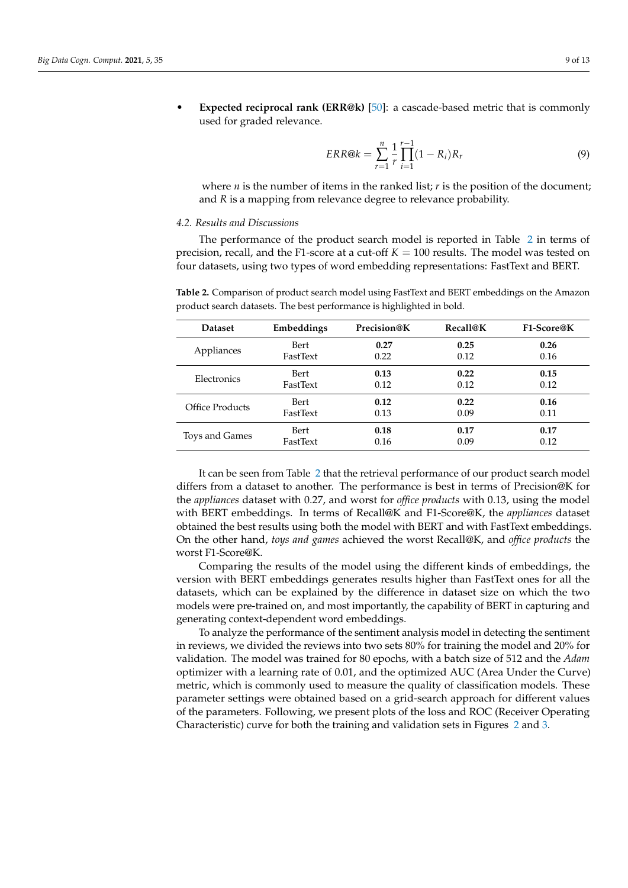- **Expected reciprocal rank (ERR@k)** [50]: a cascade-based metric that is commonly used for graded relevance.

$$ERR@k = \sum_{r=1}^{n} \frac{1}{r} \prod_{i=1}^{r-1} (1 - R_i) R_r \tag{9}$$

where $n$ is the number of items in the ranked list; $r$ is the position of the document; and $R$ is a mapping from relevance degree to relevance probability.

### 4.2. Results and Discussions

The performance of the product search model is reported in Table 2 in terms of precision, recall, and the F1-score at a cut-off $K = 100$ results. The model was tested on four datasets, using two types of word embedding representations: FastText and BERT.

**Table 2.** Comparison of product search model using FastText and BERT embeddings on the Amazon product search datasets. The best performance is highlighted in bold.

| Dataset | Embeddings | Precision@K | Recall@K | F1-Score@K |
|---|---|---|---|---|
| Appliances | Bert | **0.27** | **0.25** | **0.26** |
| | FastText | 0.22 | 0.12 | 0.16 |
| Electronics | Bert | **0.13** | **0.22** | **0.15** |
| | FastText | 0.12 | 0.12 | 0.12 |
| Office Products | Bert | **0.12** | **0.22** | **0.16** |
| | FastText | 0.13 | 0.09 | 0.11 |
| Toys and Games | Bert | **0.18** | **0.17** | **0.17** |
| | FastText | 0.16 | 0.09 | 0.12 |

It can be seen from Table 2 that the retrieval performance of our product search model differs from a dataset to another. The performance is best in terms of Precision@K for the *appliances* dataset with 0.27, and worst for *office products* with 0.13, using the model with BERT embeddings. In terms of Recall@K and F1-Score@K, the *appliances* dataset obtained the best results using both the model with BERT and with FastText embeddings. On the other hand, *toys and games* achieved the worst Recall@K, and *office products* the worst F1-Score@K.

Comparing the results of the model using the different kinds of embeddings, the version with BERT embeddings generates results higher than FastText ones for all the datasets, which can be explained by the difference in dataset size on which the two models were pre-trained on, and most importantly, the capability of BERT in capturing and generating context-dependent word embeddings.

To analyze the performance of the sentiment analysis model in detecting the sentiment in reviews, we divided the reviews into two sets 80% for training the model and 20% for validation. The model was trained for 80 epochs, with a batch size of 512 and the *Adam* optimizer with a learning rate of 0.01, and the optimized AUC (Area Under the Curve) metric, which is commonly used to measure the quality of classification models. These parameter settings were obtained based on a grid-search approach for different values of the parameters. Following, we present plots of the loss and ROC (Receiver Operating Characteristic) curve for both the training and validation sets in Figures 2 and 3.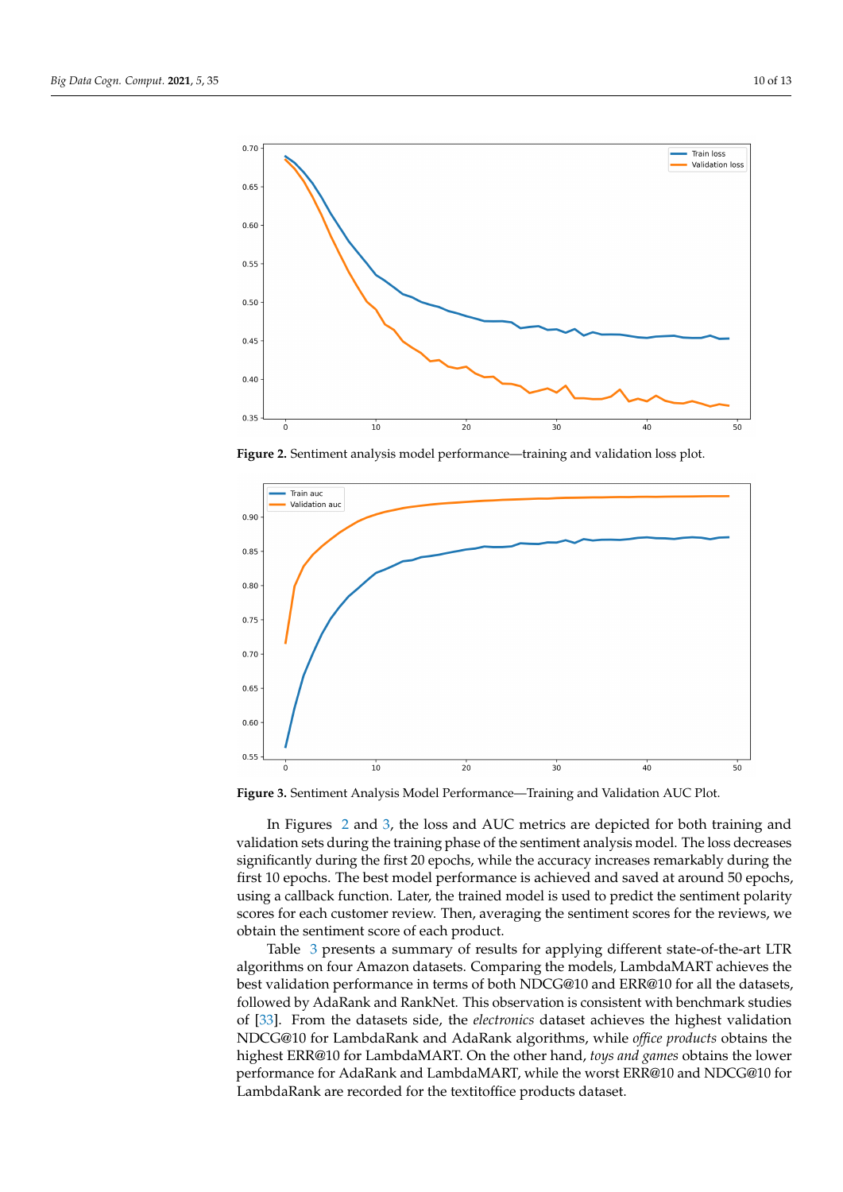**Figure 2.** Sentiment analysis model performance—training and validation loss plot.

**Figure 3.** Sentiment Analysis Model Performance—Training and Validation AUC Plot.

In Figures 2 and 3, the loss and AUC metrics are depicted for both training and validation sets during the training phase of the sentiment analysis model. The loss decreases significantly during the first 20 epochs, while the accuracy increases remarkably during the first 10 epochs. The best model performance is achieved and saved at around 50 epochs, using a callback function. Later, the trained model is used to predict the sentiment polarity scores for each customer review. Then, averaging the sentiment scores for the reviews, we obtain the sentiment score of each product.

Table 3 presents a summary of results for applying different state-of-the-art LTR algorithms on four Amazon datasets. Comparing the models, LambdaMART achieves the best validation performance in terms of both NDCG@10 and ERR@10 for all the datasets, followed by AdaRank and RankNet. This observation is consistent with benchmark studies of [33]. From the datasets side, the *electronics* dataset achieves the highest validation NDCG@10 for LambdaRank and AdaRank algorithms, while *office products* obtains the highest ERR@10 for LambdaMART. On the other hand, *toys and games* obtains the lower performance for AdaRank and LambdaMART, while the worst ERR@10 and NDCG@10 for LambdaRank are recorded for the textitoffice products dataset.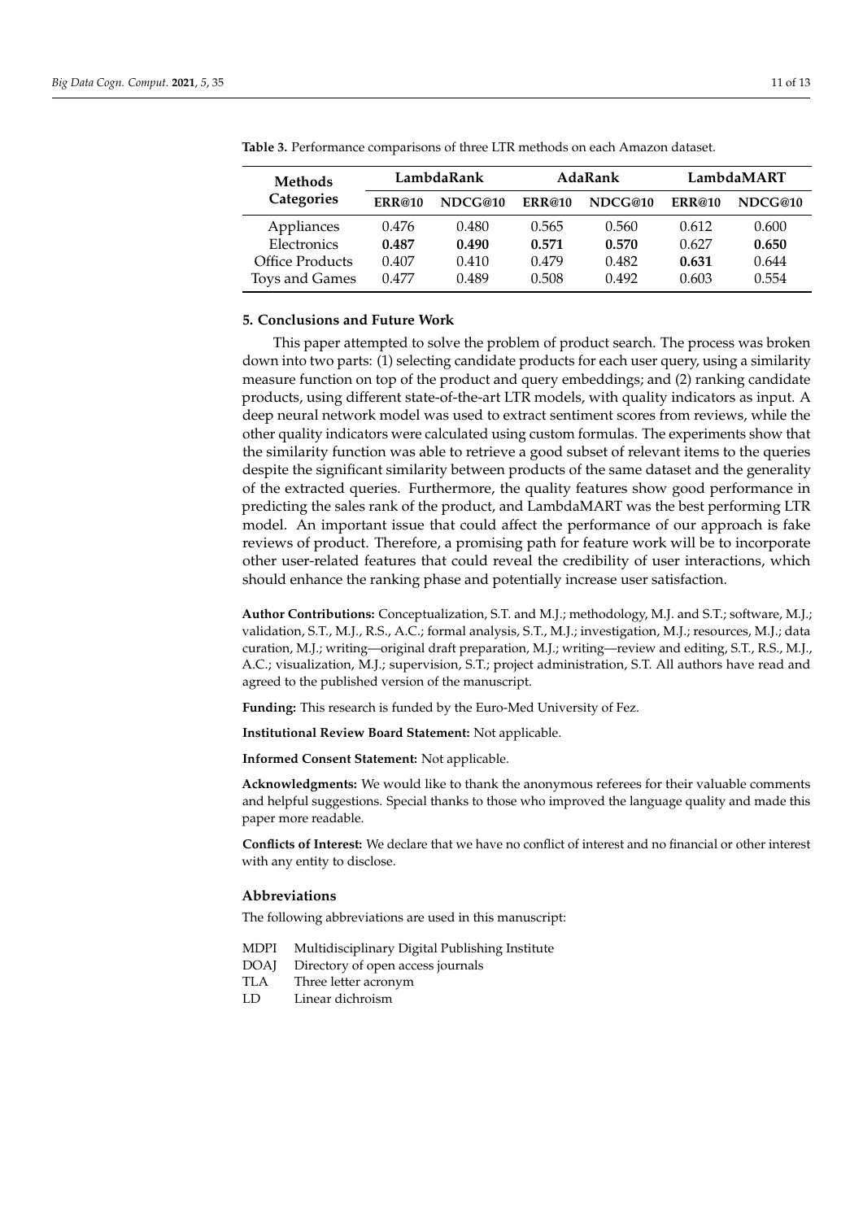**Table 3.** Performance comparisons of three LTR methods on each Amazon dataset.

| Methods Categories | LambdaRank | | AdaRank | | LambdaMART | |
|---|---|---|---|---|---|---|
| | **ERR@10** | **NDCG@10** | **ERR@10** | **NDCG@10** | **ERR@10** | **NDCG@10** |
| Appliances | 0.476 | 0.480 | 0.565 | 0.560 | 0.612 | 0.600 |
| Electronics | **0.487** | **0.490** | **0.571** | **0.570** | 0.627 | **0.650** |
| Office Products | 0.407 | 0.410 | 0.479 | 0.482 | **0.631** | 0.644 |
| Toys and Games | 0.477 | 0.489 | 0.508 | 0.492 | 0.603 | 0.554 |

## 5. Conclusions and Future Work

This paper attempted to solve the problem of product search. The process was broken down into two parts: (1) selecting candidate products for each user query, using a similarity measure function on top of the product and query embeddings; and (2) ranking candidate products, using different state-of-the-art LTR models, with quality indicators as input. A deep neural network model was used to extract sentiment scores from reviews, while the other quality indicators were calculated using custom formulas. The experiments show that the similarity function was able to retrieve a good subset of relevant items to the queries despite the significant similarity between products of the same dataset and the generality of the extracted queries. Furthermore, the quality features show good performance in predicting the sales rank of the product, and LambdaMART was the best performing LTR model. An important issue that could affect the performance of our approach is fake reviews of product. Therefore, a promising path for feature work will be to incorporate other user-related features that could reveal the credibility of user interactions, which should enhance the ranking phase and potentially increase user satisfaction.

**Author Contributions:** Conceptualization, S.T. and M.J.; methodology, M.J. and S.T.; software, M.J.; validation, S.T., M.J., R.S., A.C.; formal analysis, S.T., M.J.; investigation, M.J.; resources, M.J.; data curation, M.J.; writing—original draft preparation, M.J.; writing—review and editing, S.T., R.S., M.J., A.C.; visualization, M.J.; supervision, S.T.; project administration, S.T. All authors have read and agreed to the published version of the manuscript.

**Funding:** This research is funded by the Euro-Med University of Fez.

**Institutional Review Board Statement:** Not applicable.

**Informed Consent Statement:** Not applicable.

**Acknowledgments:** We would like to thank the anonymous referees for their valuable comments and helpful suggestions. Special thanks to those who improved the language quality and made this paper more readable.

**Conflicts of Interest:** We declare that we have no conflict of interest and no financial or other interest with any entity to disclose.

## Abbreviations

The following abbreviations are used in this manuscript:

| | |
|---|---|
| MDPI | Multidisciplinary Digital Publishing Institute |
| DOAJ | Directory of open access journals |
| TLA | Three letter acronym |
| LD | Linear dichroism |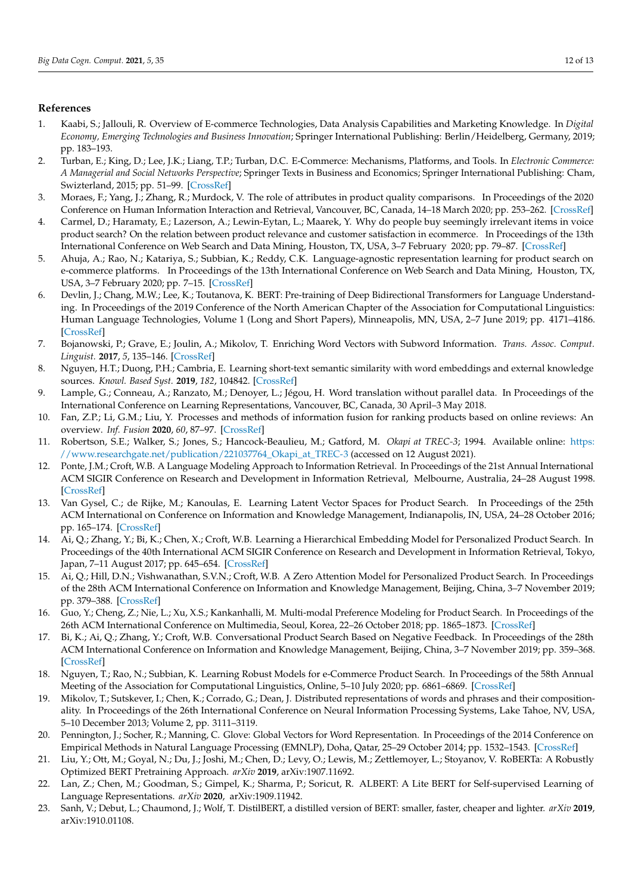## References

1. Kaabi, S.; Jallouli, R. Overview of E-commerce Technologies, Data Analysis Capabilities and Marketing Knowledge. In *Digital Economy, Emerging Technologies and Business Innovation*; Springer International Publishing: Berlin/Heidelberg, Germany, 2019; pp. 183–193.
2. Turban, E.; King, D.; Lee, J.K.; Liang, T.P.; Turban, D.C. E-Commerce: Mechanisms, Platforms, and Tools. In *Electronic Commerce: A Managerial and Social Networks Perspective*; Springer Texts in Business and Economics; Springer International Publishing: Cham, Swizterland, 2015; pp. 51–99. [CrossRef]
3. Moraes, F.; Yang, J.; Zhang, R.; Murdock, V. The role of attributes in product quality comparisons. In Proceedings of the 2020 Conference on Human Information Interaction and Retrieval, Vancouver, BC, Canada, 14–18 March 2020; pp. 253–262. [CrossRef]
4. Carmel, D.; Haramaty, E.; Lazerson, A.; Lewin-Eytan, L.; Maarek, Y. Why do people buy seemingly irrelevant items in voice product search? On the relation between product relevance and customer satisfaction in ecommerce. In Proceedings of the 13th International Conference on Web Search and Data Mining, Houston, TX, USA, 3–7 February 2020; pp. 79–87. [CrossRef]
5. Ahuja, A.; Rao, N.; Katariya, S.; Subbian, K.; Reddy, C.K. Language-agnostic representation learning for product search on e-commerce platforms. In Proceedings of the 13th International Conference on Web Search and Data Mining, Houston, TX, USA, 3–7 February 2020; pp. 7–15. [CrossRef]
6. Devlin, J.; Chang, M.W.; Lee, K.; Toutanova, K. BERT: Pre-training of Deep Bidirectional Transformers for Language Understanding. In Proceedings of the 2019 Conference of the North American Chapter of the Association for Computational Linguistics: Human Language Technologies, Volume 1 (Long and Short Papers), Minneapolis, MN, USA, 2–7 June 2019; pp. 4171–4186. [CrossRef]
7. Bojanowski, P.; Grave, E.; Joulin, A.; Mikolov, T. Enriching Word Vectors with Subword Information. *Trans. Assoc. Comput. Linguist.* **2017**, *5*, 135–146. [CrossRef]
8. Nguyen, H.T.; Duong, P.H.; Cambria, E. Learning short-text semantic similarity with word embeddings and external knowledge sources. *Knowl. Based Syst.* **2019**, *182*, 104842. [CrossRef]
9. Lample, G.; Conneau, A.; Ranzato, M.; Denoyer, L.; Jégou, H. Word translation without parallel data. In Proceedings of the International Conference on Learning Representations, Vancouver, BC, Canada, 30 April–3 May 2018.
10. Fan, Z.P.; Li, G.M.; Liu, Y. Processes and methods of information fusion for ranking products based on online reviews: An overview. *Inf. Fusion* **2020**, *60*, 87–97. [CrossRef]
11. Robertson, S.E.; Walker, S.; Jones, S.; Hancock-Beaulieu, M.; Gatford, M. *Okapi at TREC-3*; 1994. Available online: https://www.researchgate.net/publication/221037764_Okapi_at_TREC-3 (accessed on 12 August 2021).
12. Ponte, J.M.; Croft, W.B. A Language Modeling Approach to Information Retrieval. In Proceedings of the 21st Annual International ACM SIGIR Conference on Research and Development in Information Retrieval, Melbourne, Australia, 24–28 August 1998. [CrossRef]
13. Van Gysel, C.; de Rijke, M.; Kanoulas, E. Learning Latent Vector Spaces for Product Search. In Proceedings of the 25th ACM International on Conference on Information and Knowledge Management, Indianapolis, IN, USA, 24–28 October 2016; pp. 165–174. [CrossRef]
14. Ai, Q.; Zhang, Y.; Bi, K.; Chen, X.; Croft, W.B. Learning a Hierarchical Embedding Model for Personalized Product Search. In Proceedings of the 40th International ACM SIGIR Conference on Research and Development in Information Retrieval, Tokyo, Japan, 7–11 August 2017; pp. 645–654. [CrossRef]
15. Ai, Q.; Hill, D.N.; Vishwanathan, S.V.N.; Croft, W.B. A Zero Attention Model for Personalized Product Search. In Proceedings of the 28th ACM International Conference on Information and Knowledge Management, Beijing, China, 3–7 November 2019; pp. 379–388. [CrossRef]
16. Guo, Y.; Cheng, Z.; Nie, L.; Xu, X.S.; Kankanhalli, M. Multi-modal Preference Modeling for Product Search. In Proceedings of the 26th ACM International Conference on Multimedia, Seoul, Korea, 22–26 October 2018; pp. 1865–1873. [CrossRef]
17. Bi, K.; Ai, Q.; Zhang, Y.; Croft, W.B. Conversational Product Search Based on Negative Feedback. In Proceedings of the 28th ACM International Conference on Information and Knowledge Management, Beijing, China, 3–7 November 2019; pp. 359–368. [CrossRef]
18. Nguyen, T.; Rao, N.; Subbian, K. Learning Robust Models for e-Commerce Product Search. In Proceedings of the 58th Annual Meeting of the Association for Computational Linguistics, Online, 5–10 July 2020; pp. 6861–6869. [CrossRef]
19. Mikolov, T.; Sutskever, I.; Chen, K.; Corrado, G.; Dean, J. Distributed representations of words and phrases and their compositionality. In Proceedings of the 26th International Conference on Neural Information Processing Systems, Lake Tahoe, NV, USA, 5–10 December 2013; Volume 2, pp. 3111–3119.
20. Pennington, J.; Socher, R.; Manning, C. Glove: Global Vectors for Word Representation. In Proceedings of the 2014 Conference on Empirical Methods in Natural Language Processing (EMNLP), Doha, Qatar, 25–29 October 2014; pp. 1532–1543. [CrossRef]
21. Liu, Y.; Ott, M.; Goyal, N.; Du, J.; Joshi, M.; Chen, D.; Levy, O.; Lewis, M.; Zettlemoyer, L.; Stoyanov, V. RoBERTa: A Robustly Optimized BERT Pretraining Approach. *arXiv* **2019**, arXiv:1907.11692.
22. Lan, Z.; Chen, M.; Goodman, S.; Gimpel, K.; Sharma, P.; Soricut, R. ALBERT: A Lite BERT for Self-supervised Learning of Language Representations. *arXiv* **2020**, arXiv:1909.11942.
23. Sanh, V.; Debut, L.; Chaumond, J.; Wolf, T. DistilBERT, a distilled version of BERT: smaller, faster, cheaper and lighter. *arXiv* **2019**, arXiv:1910.01108.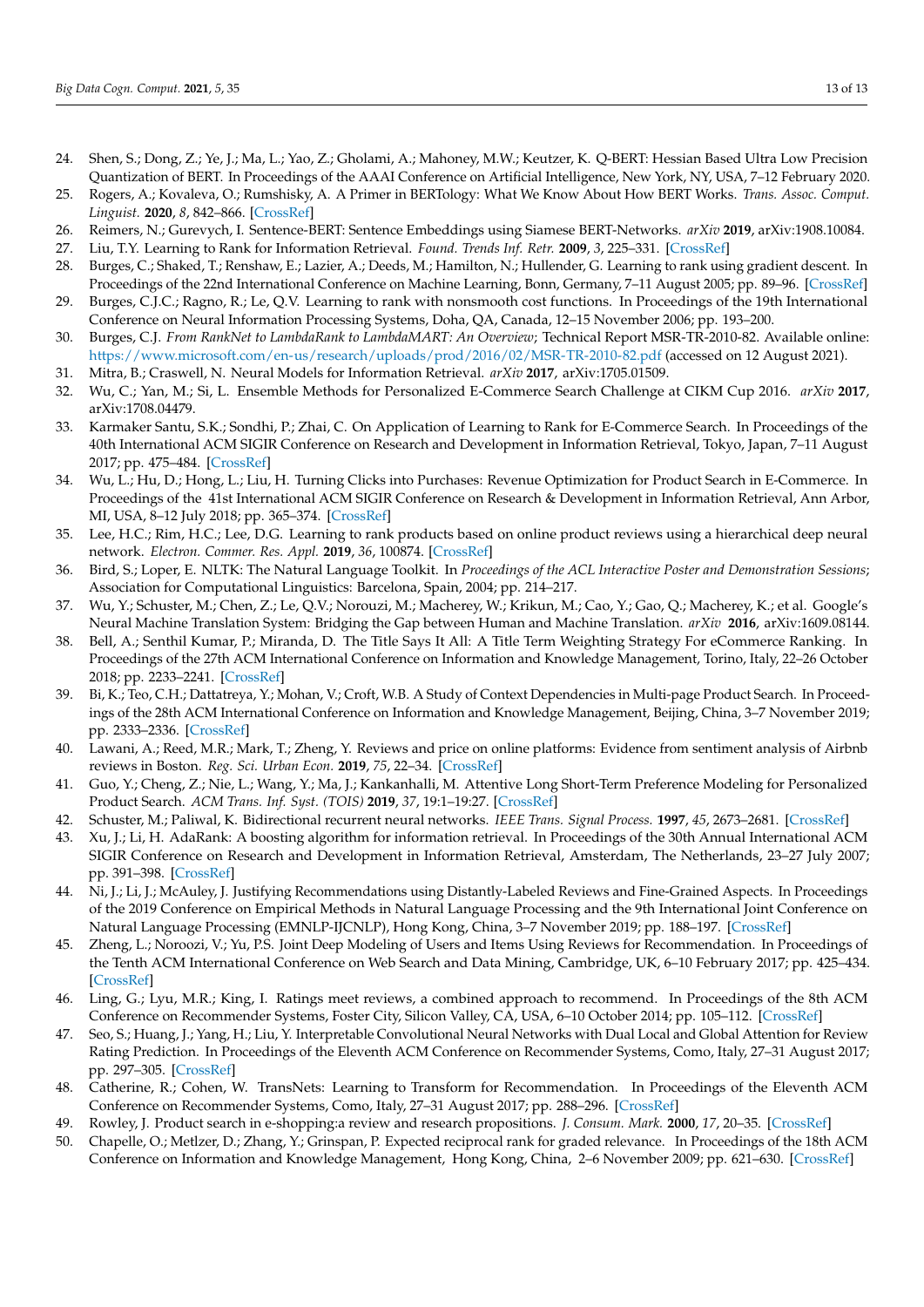24. Shen, S.; Dong, Z.; Ye, J.; Ma, L.; Yao, Z.; Gholami, A.; Mahoney, M.W.; Keutzer, K. Q-BERT: Hessian Based Ultra Low Precision Quantization of BERT. In Proceedings of the AAAI Conference on Artificial Intelligence, New York, NY, USA, 7–12 February 2020.
25. Rogers, A.; Kovaleva, O.; Rumshisky, A. A Primer in BERTology: What We Know About How BERT Works. *Trans. Assoc. Comput. Linguist.* **2020**, *8*, 842–866. [CrossRef]
26. Reimers, N.; Gurevych, I. Sentence-BERT: Sentence Embeddings using Siamese BERT-Networks. *arXiv* **2019**, arXiv:1908.10084.
27. Liu, T.Y. Learning to Rank for Information Retrieval. *Found. Trends Inf. Retr.* **2009**, *3*, 225–331. [CrossRef]
28. Burges, C.; Shaked, T.; Renshaw, E.; Lazier, A.; Deeds, M.; Hamilton, N.; Hullender, G. Learning to rank using gradient descent. In Proceedings of the 22nd International Conference on Machine Learning, Bonn, Germany, 7–11 August 2005; pp. 89–96. [CrossRef]
29. Burges, C.J.C.; Ragno, R.; Le, Q.V. Learning to rank with nonsmooth cost functions. In Proceedings of the 19th International Conference on Neural Information Processing Systems, Doha, QA, Canada, 12–15 November 2006; pp. 193–200.
30. Burges, C.J. *From RankNet to LambdaRank to LambdaMART: An Overview*; Technical Report MSR-TR-2010-82. Available online: https://www.microsoft.com/en-us/research/uploads/prod/2016/02/MSR-TR-2010-82.pdf (accessed on 12 August 2021).
31. Mitra, B.; Craswell, N. Neural Models for Information Retrieval. *arXiv* **2017**, arXiv:1705.01509.
32. Wu, C.; Yan, M.; Si, L. Ensemble Methods for Personalized E-Commerce Search Challenge at CIKM Cup 2016. *arXiv* **2017**, arXiv:1708.04479.
33. Karmaker Santu, S.K.; Sondhi, P.; Zhai, C. On Application of Learning to Rank for E-Commerce Search. In Proceedings of the 40th International ACM SIGIR Conference on Research and Development in Information Retrieval, Tokyo, Japan, 7–11 August 2017; pp. 475–484. [CrossRef]
34. Wu, L.; Hu, D.; Hong, L.; Liu, H. Turning Clicks into Purchases: Revenue Optimization for Product Search in E-Commerce. In Proceedings of the 41st International ACM SIGIR Conference on Research & Development in Information Retrieval, Ann Arbor, MI, USA, 8–12 July 2018; pp. 365–374. [CrossRef]
35. Lee, H.C.; Rim, H.C.; Lee, D.G. Learning to rank products based on online product reviews using a hierarchical deep neural network. *Electron. Commer. Res. Appl.* **2019**, *36*, 100874. [CrossRef]
36. Bird, S.; Loper, E. NLTK: The Natural Language Toolkit. In *Proceedings of the ACL Interactive Poster and Demonstration Sessions*; Association for Computational Linguistics: Barcelona, Spain, 2004; pp. 214–217.
37. Wu, Y.; Schuster, M.; Chen, Z.; Le, Q.V.; Norouzi, M.; Macherey, W.; Krikun, M.; Cao, Y.; Gao, Q.; Macherey, K.; et al. Google's Neural Machine Translation System: Bridging the Gap between Human and Machine Translation. *arXiv* **2016**, arXiv:1609.08144.
38. Bell, A.; Senthil Kumar, P.; Miranda, D. The Title Says It All: A Title Term Weighting Strategy For eCommerce Ranking. In Proceedings of the 27th ACM International Conference on Information and Knowledge Management, Torino, Italy, 22–26 October 2018; pp. 2233–2241. [CrossRef]
39. Bi, K.; Teo, C.H.; Dattatreya, Y.; Mohan, V.; Croft, W.B. A Study of Context Dependencies in Multi-page Product Search. In Proceedings of the 28th ACM International Conference on Information and Knowledge Management, Beijing, China, 3–7 November 2019; pp. 2333–2336. [CrossRef]
40. Lawani, A.; Reed, M.R.; Mark, T.; Zheng, Y. Reviews and price on online platforms: Evidence from sentiment analysis of Airbnb reviews in Boston. *Reg. Sci. Urban Econ.* **2019**, *75*, 22–34. [CrossRef]
41. Guo, Y.; Cheng, Z.; Nie, L.; Wang, Y.; Ma, J.; Kankanhalli, M. Attentive Long Short-Term Preference Modeling for Personalized Product Search. *ACM Trans. Inf. Syst. (TOIS)* **2019**, *37*, 19:1–19:27. [CrossRef]
42. Schuster, M.; Paliwal, K. Bidirectional recurrent neural networks. *IEEE Trans. Signal Process.* **1997**, *45*, 2673–2681. [CrossRef]
43. Xu, J.; Li, H. AdaRank: A boosting algorithm for information retrieval. In Proceedings of the 30th Annual International ACM SIGIR Conference on Research and Development in Information Retrieval, Amsterdam, The Netherlands, 23–27 July 2007; pp. 391–398. [CrossRef]
44. Ni, J.; Li, J.; McAuley, J. Justifying Recommendations using Distantly-Labeled Reviews and Fine-Grained Aspects. In Proceedings of the 2019 Conference on Empirical Methods in Natural Language Processing and the 9th International Joint Conference on Natural Language Processing (EMNLP-IJCNLP), Hong Kong, China, 3–7 November 2019; pp. 188–197. [CrossRef]
45. Zheng, L.; Noroozi, V.; Yu, P.S. Joint Deep Modeling of Users and Items Using Reviews for Recommendation. In Proceedings of the Tenth ACM International Conference on Web Search and Data Mining, Cambridge, UK, 6–10 February 2017; pp. 425–434. [CrossRef]
46. Ling, G.; Lyu, M.R.; King, I. Ratings meet reviews, a combined approach to recommend. In Proceedings of the 8th ACM Conference on Recommender Systems, Foster City, Silicon Valley, CA, USA, 6–10 October 2014; pp. 105–112. [CrossRef]
47. Seo, S.; Huang, J.; Yang, H.; Liu, Y. Interpretable Convolutional Neural Networks with Dual Local and Global Attention for Review Rating Prediction. In Proceedings of the Eleventh ACM Conference on Recommender Systems, Como, Italy, 27–31 August 2017; pp. 297–305. [CrossRef]
48. Catherine, R.; Cohen, W. TransNets: Learning to Transform for Recommendation. In Proceedings of the Eleventh ACM Conference on Recommender Systems, Como, Italy, 27–31 August 2017; pp. 288–296. [CrossRef]
49. Rowley, J. Product search in e-shopping:a review and research propositions. *J. Consum. Mark.* **2000**, *17*, 20–35. [CrossRef]
50. Chapelle, O.; Metlzer, D.; Zhang, Y.; Grinspan, P. Expected reciprocal rank for graded relevance. In Proceedings of the 18th ACM Conference on Information and Knowledge Management, Hong Kong, China, 2–6 November 2009; pp. 621–630. [CrossRef]